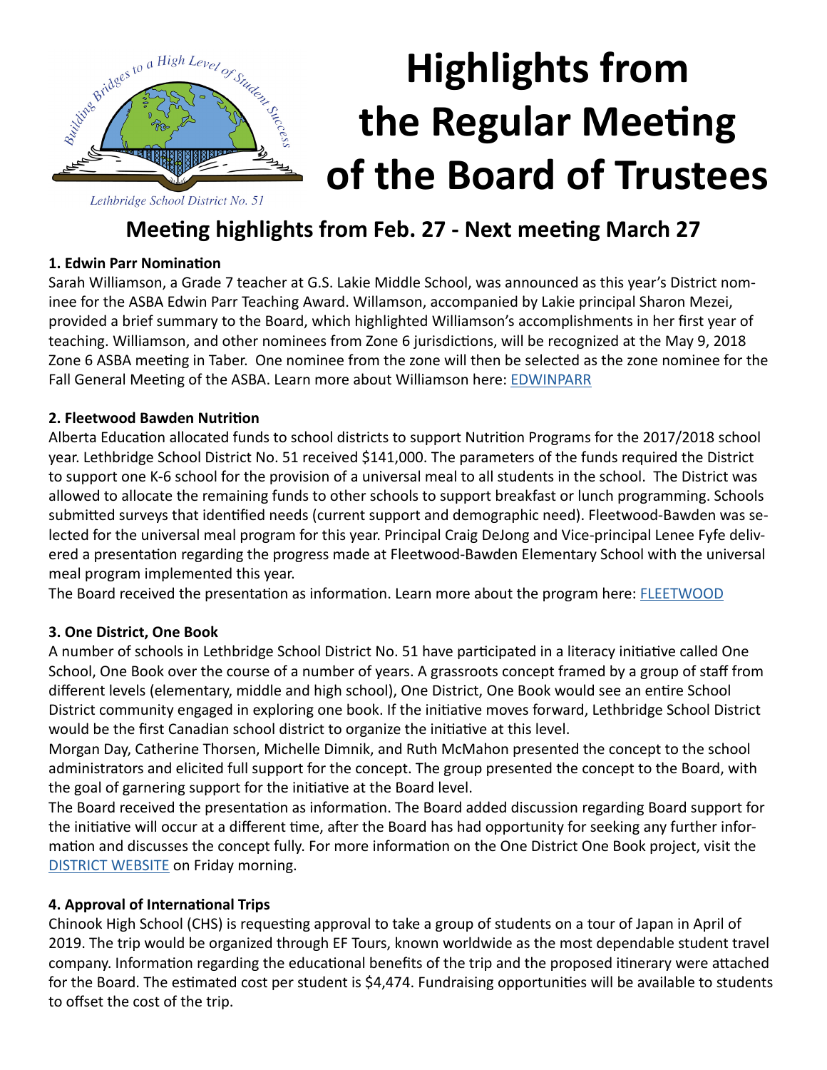Building Bridges to a High Level of Student Success

*Lethbridge School District No. 51*

# Highlights from the Regular Meeting of the Board of Trustees

## Meeting highlights from Feb. 27 - Next meeting March 27

**1. Edwin Parr Nomination**

Sarah Williamson, a Grade 7 teacher at G.S. Lakie Middle School, was announced as this year's District nominee for the ASBA Edwin Parr Teaching Award. Willamson, accompanied by Lakie principal Sharon Mezei, provided a brief summary to the Board, which highlighted Williamson's accomplishments in her first year of teaching. Williamson, and other nominees from Zone 6 jurisdictions, will be recognized at the May 9, 2018 Zone 6 ASBA meeting in Taber. One nominee from the zone will then be selected as the zone nominee for the Fall General Meeting of the ASBA. Learn more about Williamson here: EDWINPARR

**2. Fleetwood Bawden Nutrition**

Alberta Education allocated funds to school districts to support Nutrition Programs for the 2017/2018 school year. Lethbridge School District No. 51 received $141,000. The parameters of the funds required the District to support one K-6 school for the provision of a universal meal to all students in the school. The District was allowed to allocate the remaining funds to other schools to support breakfast or lunch programming. Schools submitted surveys that identified needs (current support and demographic need). Fleetwood-Bawden was selected for the universal meal program for this year. Principal Craig DeJong and Vice-principal Lenee Fyfe delivered a presentation regarding the progress made at Fleetwood-Bawden Elementary School with the universal meal program implemented this year.

The Board received the presentation as information. Learn more about the program here: FLEETWOOD

**3. One District, One Book**

A number of schools in Lethbridge School District No. 51 have participated in a literacy initiative called One School, One Book over the course of a number of years. A grassroots concept framed by a group of staff from different levels (elementary, middle and high school), One District, One Book would see an entire School District community engaged in exploring one book. If the initiative moves forward, Lethbridge School District would be the first Canadian school district to organize the initiative at this level.

Morgan Day, Catherine Thorsen, Michelle Dimnik, and Ruth McMahon presented the concept to the school administrators and elicited full support for the concept. The group presented the concept to the Board, with the goal of garnering support for the initiative at the Board level.

The Board received the presentation as information. The Board added discussion regarding Board support for the initiative will occur at a different time, after the Board has had opportunity for seeking any further information and discusses the concept fully. For more information on the One District One Book project, visit the DISTRICT WEBSITE on Friday morning.

**4. Approval of International Trips**

Chinook High School (CHS) is requesting approval to take a group of students on a tour of Japan in April of 2019. The trip would be organized through EF Tours, known worldwide as the most dependable student travel company. Information regarding the educational benefits of the trip and the proposed itinerary were attached for the Board. The estimated cost per student is $4,474. Fundraising opportunities will be available to students to offset the cost of the trip.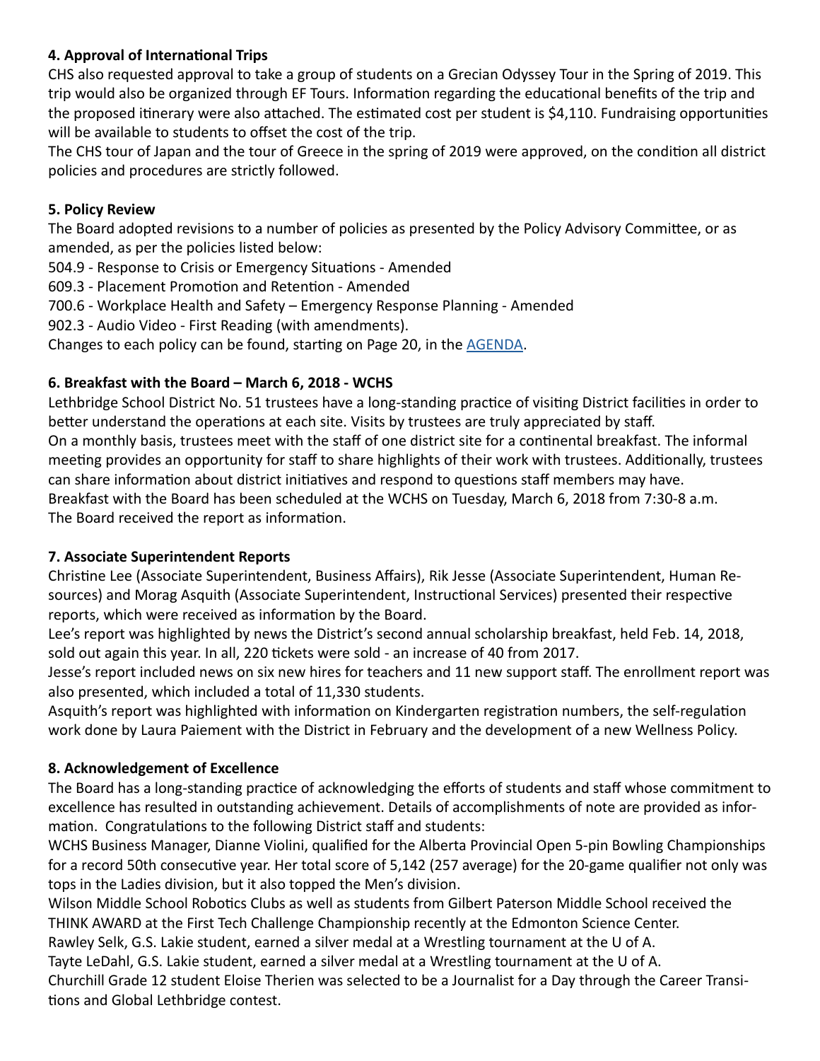### 4. Approval of International Trips

CHS also requested approval to take a group of students on a Grecian Odyssey Tour in the Spring of 2019. This trip would also be organized through EF Tours. Information regarding the educational benefits of the trip and the proposed itinerary were also attached. The estimated cost per student is $4,110. Fundraising opportunities will be available to students to offset the cost of the trip.

The CHS tour of Japan and the tour of Greece in the spring of 2019 were approved, on the condition all district policies and procedures are strictly followed.

### 5. Policy Review

The Board adopted revisions to a number of policies as presented by the Policy Advisory Committee, or as amended, as per the policies listed below:

504.9 - Response to Crisis or Emergency Situations - Amended

609.3 - Placement Promotion and Retention - Amended

700.6 - Workplace Health and Safety – Emergency Response Planning - Amended

902.3 - Audio Video - First Reading (with amendments).

Changes to each policy can be found, starting on Page 20, in the [AGENDA](AGENDA).

### 6. Breakfast with the Board – March 6, 2018 - WCHS

Lethbridge School District No. 51 trustees have a long-standing practice of visiting District facilities in order to better understand the operations at each site. Visits by trustees are truly appreciated by staff.

On a monthly basis, trustees meet with the staff of one district site for a continental breakfast. The informal meeting provides an opportunity for staff to share highlights of their work with trustees. Additionally, trustees can share information about district initiatives and respond to questions staff members may have.

Breakfast with the Board has been scheduled at the WCHS on Tuesday, March 6, 2018 from 7:30-8 a.m.

The Board received the report as information.

### 7. Associate Superintendent Reports

Christine Lee (Associate Superintendent, Business Affairs), Rik Jesse (Associate Superintendent, Human Resources) and Morag Asquith (Associate Superintendent, Instructional Services) presented their respective reports, which were received as information by the Board.

Lee's report was highlighted by news the District's second annual scholarship breakfast, held Feb. 14, 2018, sold out again this year. In all, 220 tickets were sold - an increase of 40 from 2017.

Jesse's report included news on six new hires for teachers and 11 new support staff. The enrollment report was also presented, which included a total of 11,330 students.

Asquith's report was highlighted with information on Kindergarten registration numbers, the self-regulation work done by Laura Paiement with the District in February and the development of a new Wellness Policy.

### 8. Acknowledgement of Excellence

The Board has a long-standing practice of acknowledging the efforts of students and staff whose commitment to excellence has resulted in outstanding achievement. Details of accomplishments of note are provided as information. Congratulations to the following District staff and students:

WCHS Business Manager, Dianne Violini, qualified for the Alberta Provincial Open 5-pin Bowling Championships for a record 50th consecutive year. Her total score of 5,142 (257 average) for the 20-game qualifier not only was tops in the Ladies division, but it also topped the Men's division.

Wilson Middle School Robotics Clubs as well as students from Gilbert Paterson Middle School received the THINK AWARD at the First Tech Challenge Championship recently at the Edmonton Science Center.

Rawley Selk, G.S. Lakie student, earned a silver medal at a Wrestling tournament at the U of A.

Tayte LeDahl, G.S. Lakie student, earned a silver medal at a Wrestling tournament at the U of A.

Churchill Grade 12 student Eloise Therien was selected to be a Journalist for a Day through the Career Transitions and Global Lethbridge contest.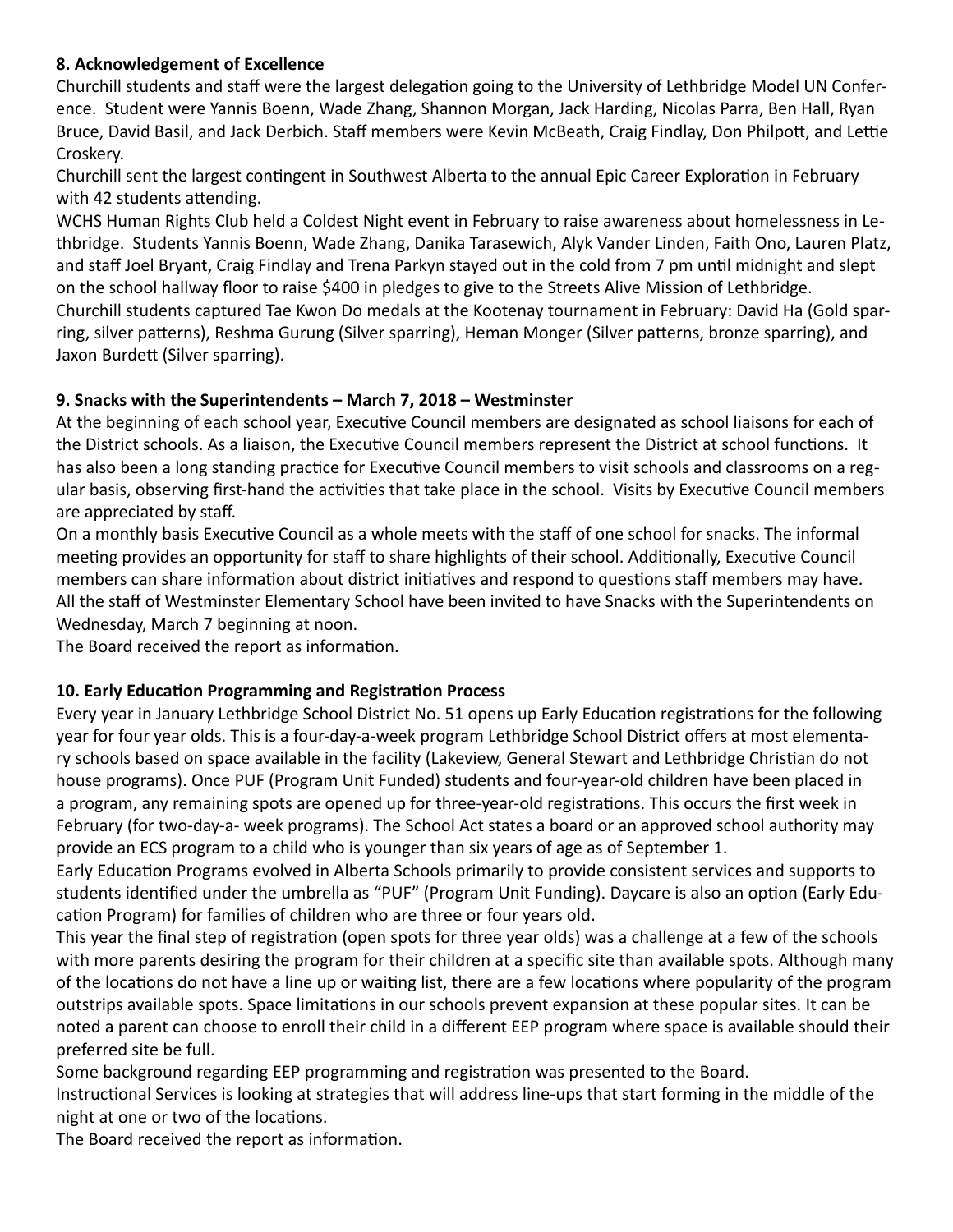**8. Acknowledgement of Excellence**

Churchill students and staff were the largest delegation going to the University of Lethbridge Model UN Conference. Student were Yannis Boenn, Wade Zhang, Shannon Morgan, Jack Harding, Nicolas Parra, Ben Hall, Ryan Bruce, David Basil, and Jack Derbich. Staff members were Kevin McBeath, Craig Findlay, Don Philpott, and Lettie Croskery.

Churchill sent the largest contingent in Southwest Alberta to the annual Epic Career Exploration in February with 42 students attending.

WCHS Human Rights Club held a Coldest Night event in February to raise awareness about homelessness in Lethbridge. Students Yannis Boenn, Wade Zhang, Danika Tarasewich, Alyk Vander Linden, Faith Ono, Lauren Platz, and staff Joel Bryant, Craig Findlay and Trena Parkyn stayed out in the cold from 7 pm until midnight and slept on the school hallway floor to raise $400 in pledges to give to the Streets Alive Mission of Lethbridge.

Churchill students captured Tae Kwon Do medals at the Kootenay tournament in February: David Ha (Gold sparring, silver patterns), Reshma Gurung (Silver sparring), Heman Monger (Silver patterns, bronze sparring), and Jaxon Burdett (Silver sparring).

**9. Snacks with the Superintendents – March 7, 2018 – Westminster**

At the beginning of each school year, Executive Council members are designated as school liaisons for each of the District schools. As a liaison, the Executive Council members represent the District at school functions. It has also been a long standing practice for Executive Council members to visit schools and classrooms on a regular basis, observing first-hand the activities that take place in the school. Visits by Executive Council members are appreciated by staff.

On a monthly basis Executive Council as a whole meets with the staff of one school for snacks. The informal meeting provides an opportunity for staff to share highlights of their school. Additionally, Executive Council members can share information about district initiatives and respond to questions staff members may have.

All the staff of Westminster Elementary School have been invited to have Snacks with the Superintendents on Wednesday, March 7 beginning at noon.

The Board received the report as information.

**10. Early Education Programming and Registration Process**

Every year in January Lethbridge School District No. 51 opens up Early Education registrations for the following year for four year olds. This is a four-day-a-week program Lethbridge School District offers at most elementary schools based on space available in the facility (Lakeview, General Stewart and Lethbridge Christian do not house programs). Once PUF (Program Unit Funded) students and four-year-old children have been placed in a program, any remaining spots are opened up for three-year-old registrations. This occurs the first week in February (for two-day-a- week programs). The School Act states a board or an approved school authority may provide an ECS program to a child who is younger than six years of age as of September 1.

Early Education Programs evolved in Alberta Schools primarily to provide consistent services and supports to students identified under the umbrella as "PUF" (Program Unit Funding). Daycare is also an option (Early Education Program) for families of children who are three or four years old.

This year the final step of registration (open spots for three year olds) was a challenge at a few of the schools with more parents desiring the program for their children at a specific site than available spots. Although many of the locations do not have a line up or waiting list, there are a few locations where popularity of the program outstrips available spots. Space limitations in our schools prevent expansion at these popular sites. It can be noted a parent can choose to enroll their child in a different EEP program where space is available should their preferred site be full.

Some background regarding EEP programming and registration was presented to the Board.

Instructional Services is looking at strategies that will address line-ups that start forming in the middle of the night at one or two of the locations.

The Board received the report as information.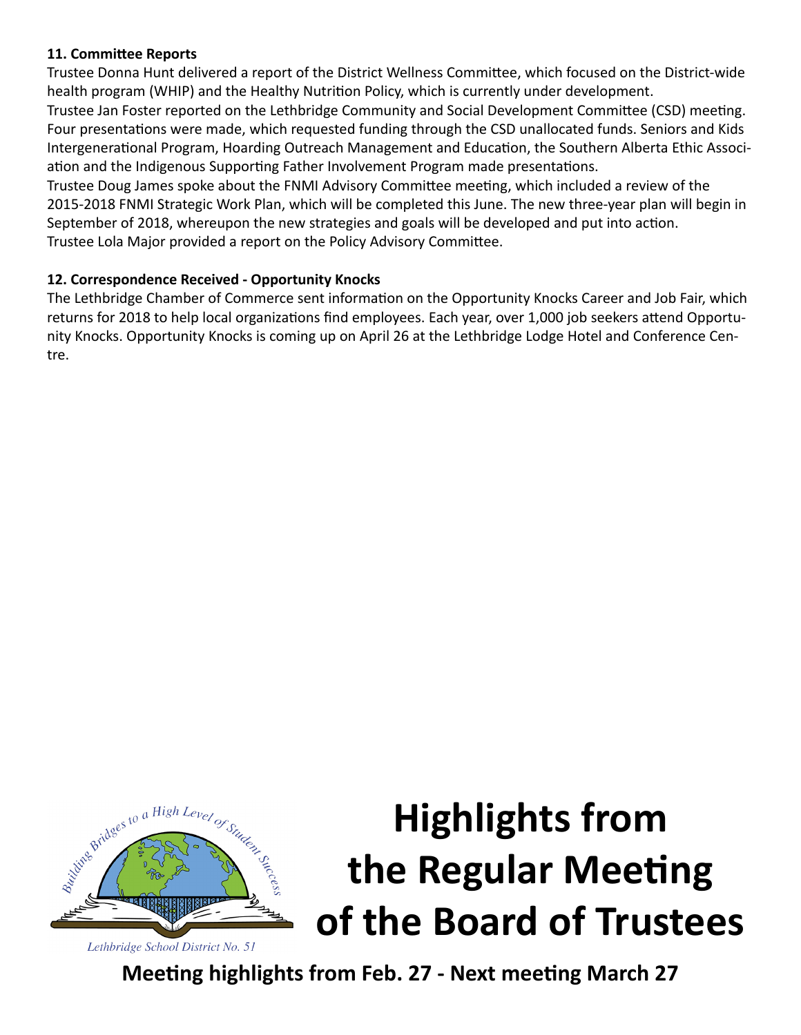**11. Committee Reports**

Trustee Donna Hunt delivered a report of the District Wellness Committee, which focused on the District-wide health program (WHIP) and the Healthy Nutrition Policy, which is currently under development.

Trustee Jan Foster reported on the Lethbridge Community and Social Development Committee (CSD) meeting. Four presentations were made, which requested funding through the CSD unallocated funds. Seniors and Kids Intergenerational Program, Hoarding Outreach Management and Education, the Southern Alberta Ethic Association and the Indigenous Supporting Father Involvement Program made presentations.

Trustee Doug James spoke about the FNMI Advisory Committee meeting, which included a review of the 2015-2018 FNMI Strategic Work Plan, which will be completed this June. The new three-year plan will begin in September of 2018, whereupon the new strategies and goals will be developed and put into action.

Trustee Lola Major provided a report on the Policy Advisory Committee.

**12. Correspondence Received - Opportunity Knocks**

The Lethbridge Chamber of Commerce sent information on the Opportunity Knocks Career and Job Fair, which returns for 2018 to help local organizations find employees. Each year, over 1,000 job seekers attend Opportunity Knocks. Opportunity Knocks is coming up on April 26 at the Lethbridge Lodge Hotel and Conference Centre.

Building Bridges to a High Level of Student Success

Lethbridge School District No. 51

# Highlights from the Regular Meeting of the Board of Trustees

**Meeting highlights from Feb. 27 - Next meeting March 27**